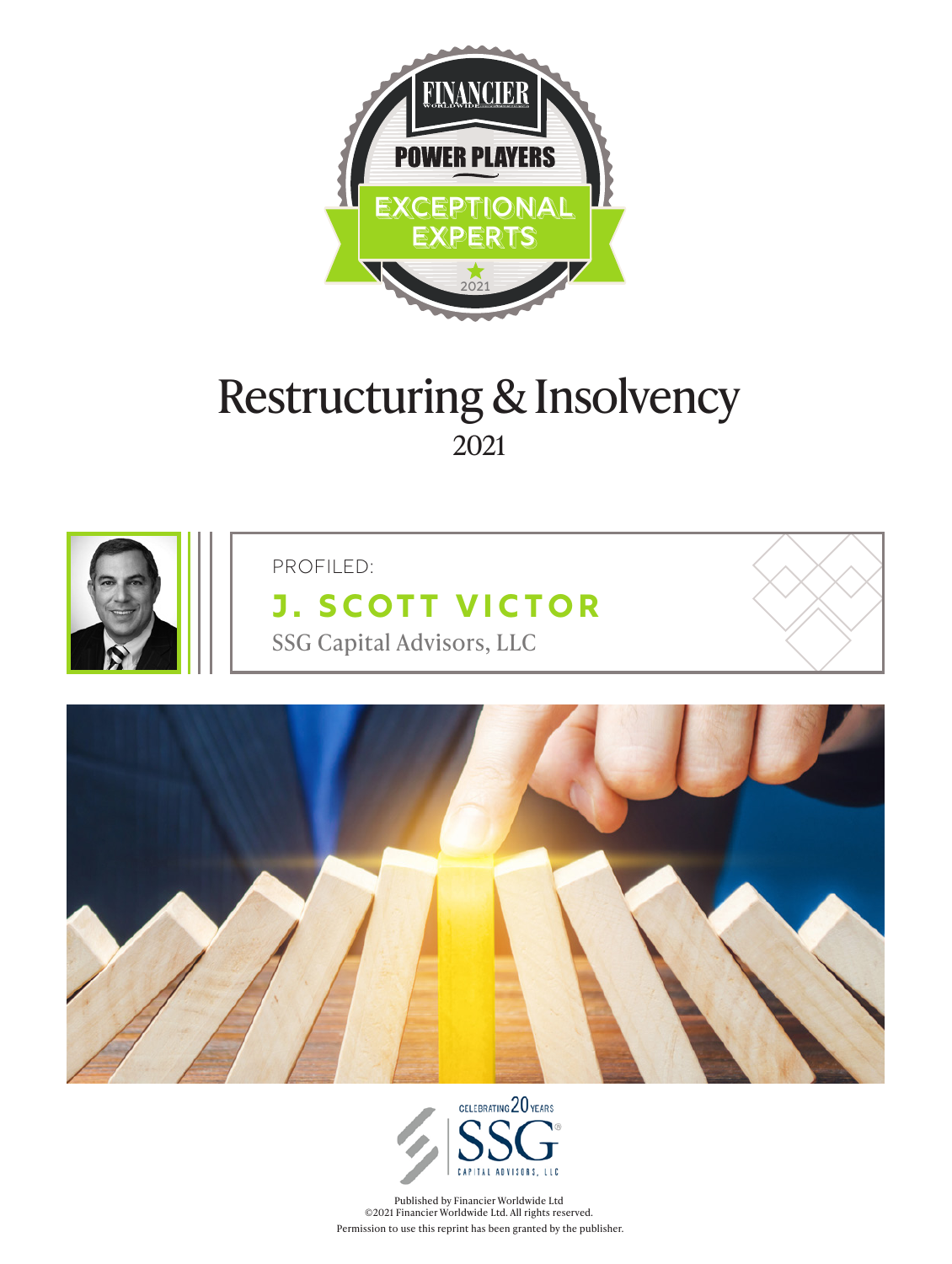FINANCIER WORLDWIDE

POWER PLAYERS

EXCEPTIONAL EXPERTS

2021

# Restructuring & Insolvency

2021

PROFILED:

## J. SCOTT VICTOR

SSG Capital Advisors, LLC

CELEBRATING 20 YEARS

SSG CAPITAL ADVISORS, LLC

Published by Financier Worldwide Ltd
©2021 Financier Worldwide Ltd. All rights reserved.
Permission to use this reprint has been granted by the publisher.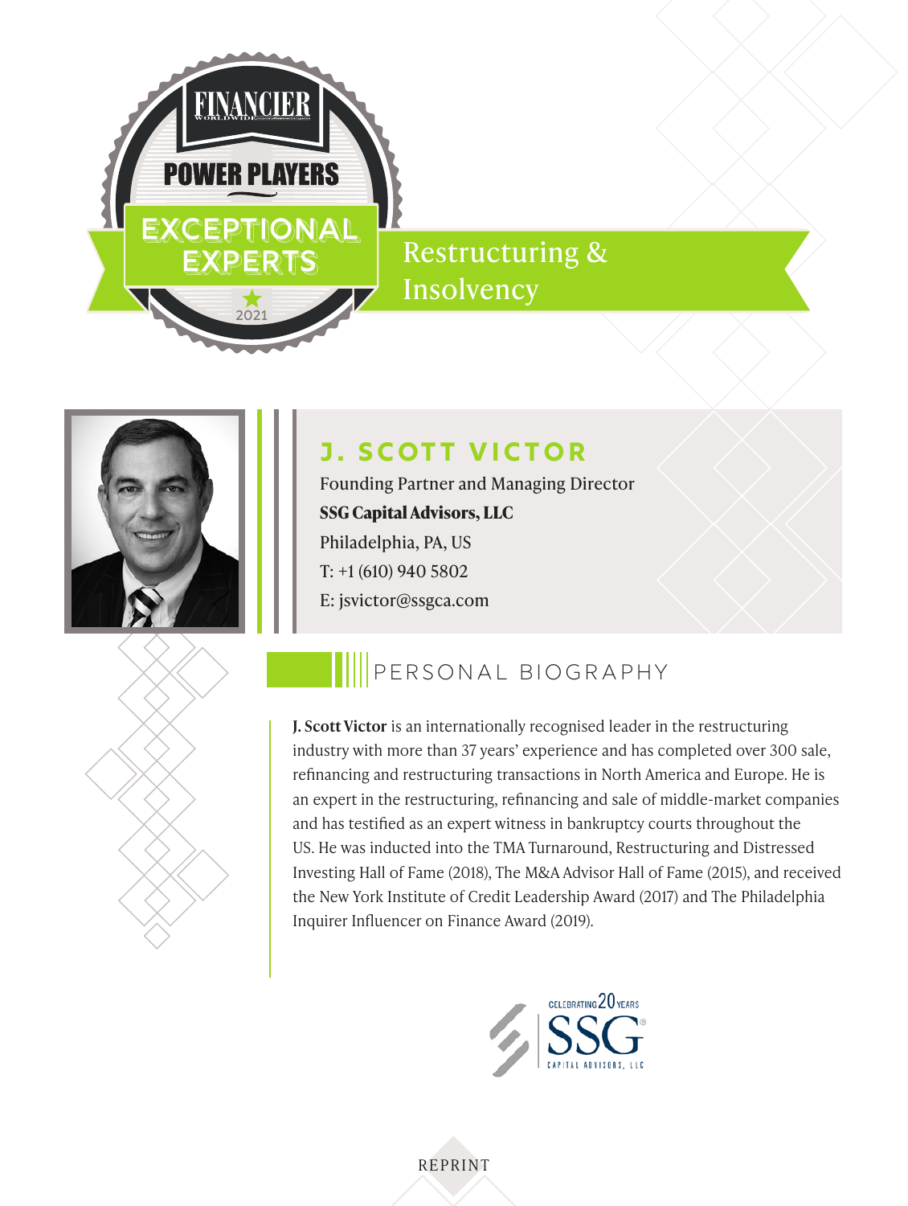FINANCIER WORLDWIDE

POWER PLAYERS

EXCEPTIONAL EXPERTS

2021

Restructuring & Insolvency

## J. SCOTT VICTOR

Founding Partner and Managing Director
**SSG Capital Advisors, LLC**
Philadelphia, PA, US
T: +1 (610) 940 5802
E: jsvictor@ssgca.com

## PERSONAL BIOGRAPHY

**J. Scott Victor** is an internationally recognised leader in the restructuring industry with more than 37 years' experience and has completed over 300 sale, refinancing and restructuring transactions in North America and Europe. He is an expert in the restructuring, refinancing and sale of middle-market companies and has testified as an expert witness in bankruptcy courts throughout the US. He was inducted into the TMA Turnaround, Restructuring and Distressed Investing Hall of Fame (2018), The M&A Advisor Hall of Fame (2015), and received the New York Institute of Credit Leadership Award (2017) and The Philadelphia Inquirer Influencer on Finance Award (2019).

CELEBRATING 20 YEARS
SSG®
CAPITAL ADVISORS, LLC

REPRINT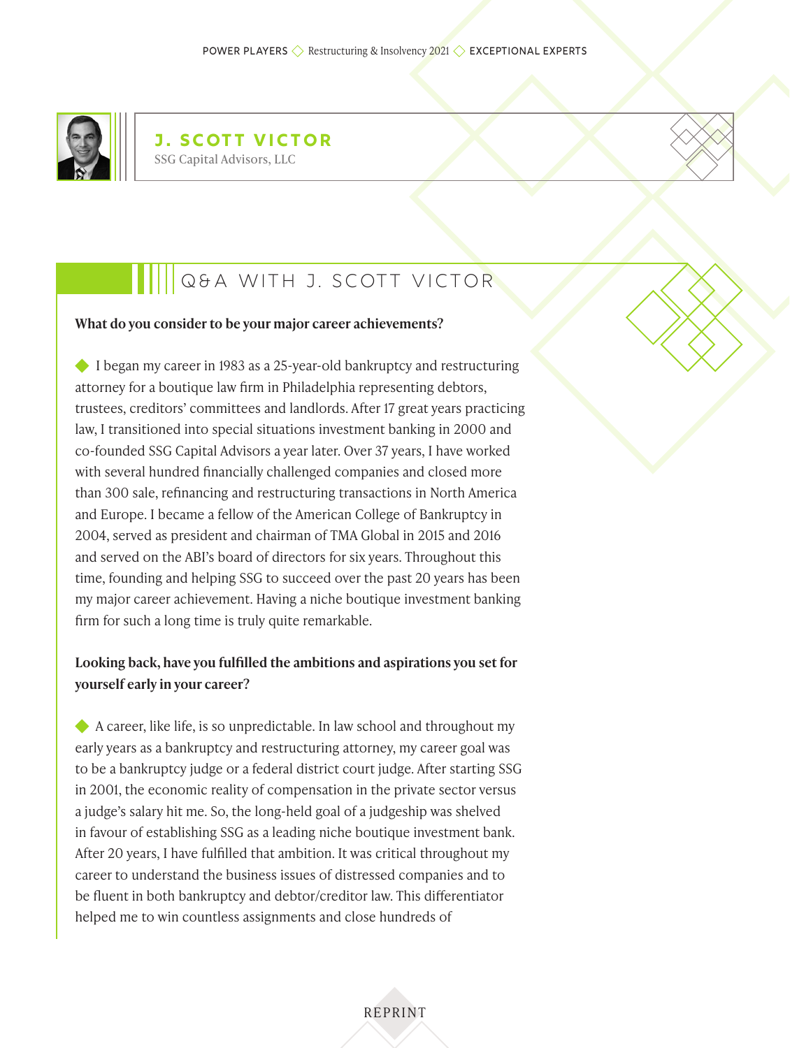# J. SCOTT VICTOR

SSG Capital Advisors, LLC

## Q&A WITH J. SCOTT VICTOR

**What do you consider to be your major career achievements?**

◆ I began my career in 1983 as a 25-year-old bankruptcy and restructuring attorney for a boutique law firm in Philadelphia representing debtors, trustees, creditors' committees and landlords. After 17 great years practicing law, I transitioned into special situations investment banking in 2000 and co-founded SSG Capital Advisors a year later. Over 37 years, I have worked with several hundred financially challenged companies and closed more than 300 sale, refinancing and restructuring transactions in North America and Europe. I became a fellow of the American College of Bankruptcy in 2004, served as president and chairman of TMA Global in 2015 and 2016 and served on the ABI's board of directors for six years. Throughout this time, founding and helping SSG to succeed over the past 20 years has been my major career achievement. Having a niche boutique investment banking firm for such a long time is truly quite remarkable.

**Looking back, have you fulfilled the ambitions and aspirations you set for yourself early in your career?**

◆ A career, like life, is so unpredictable. In law school and throughout my early years as a bankruptcy and restructuring attorney, my career goal was to be a bankruptcy judge or a federal district court judge. After starting SSG in 2001, the economic reality of compensation in the private sector versus a judge's salary hit me. So, the long-held goal of a judgeship was shelved in favour of establishing SSG as a leading niche boutique investment bank. After 20 years, I have fulfilled that ambition. It was critical throughout my career to understand the business issues of distressed companies and to be fluent in both bankruptcy and debtor/creditor law. This differentiator helped me to win countless assignments and close hundreds of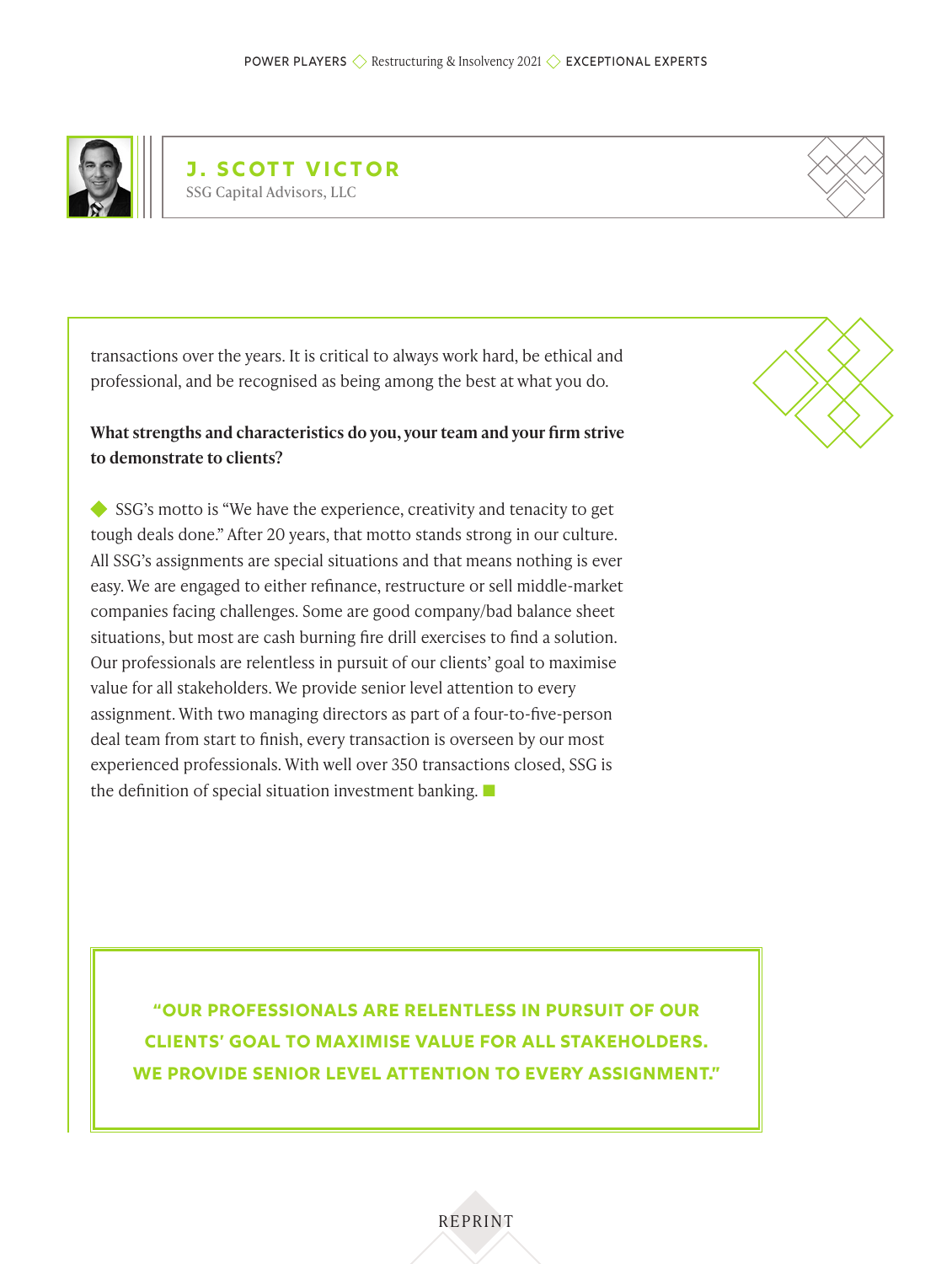## J. SCOTT VICTOR

SSG Capital Advisors, LLC

transactions over the years. It is critical to always work hard, be ethical and professional, and be recognised as being among the best at what you do.

**What strengths and characteristics do you, your team and your firm strive to demonstrate to clients?**

SSG's motto is "We have the experience, creativity and tenacity to get tough deals done." After 20 years, that motto stands strong in our culture. All SSG's assignments are special situations and that means nothing is ever easy. We are engaged to either refinance, restructure or sell middle-market companies facing challenges. Some are good company/bad balance sheet situations, but most are cash burning fire drill exercises to find a solution. Our professionals are relentless in pursuit of our clients' goal to maximise value for all stakeholders. We provide senior level attention to every assignment. With two managing directors as part of a four-to-five-person deal team from start to finish, every transaction is overseen by our most experienced professionals. With well over 350 transactions closed, SSG is the definition of special situation investment banking.

**"OUR PROFESSIONALS ARE RELENTLESS IN PURSUIT OF OUR CLIENTS' GOAL TO MAXIMISE VALUE FOR ALL STAKEHOLDERS. WE PROVIDE SENIOR LEVEL ATTENTION TO EVERY ASSIGNMENT."**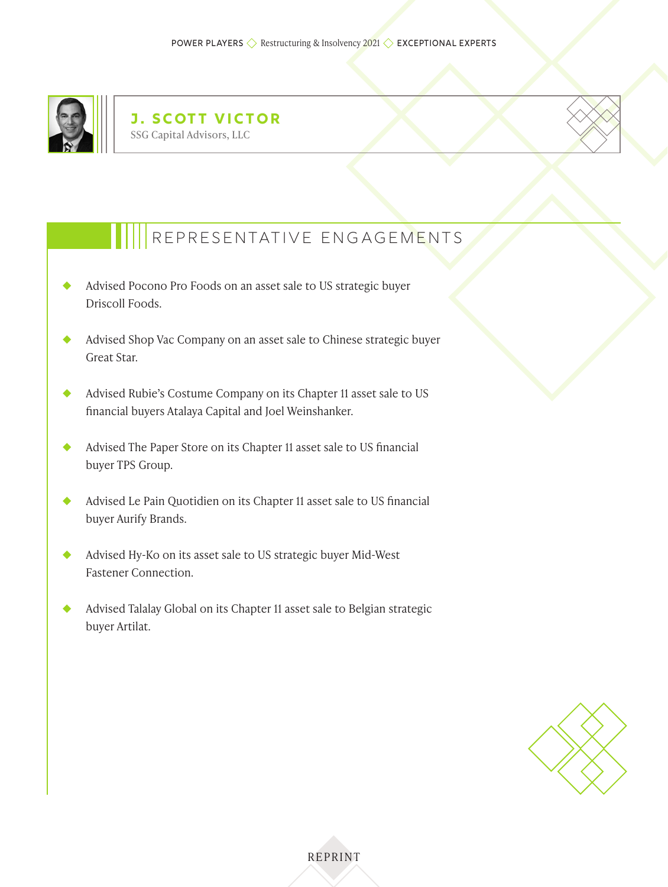## J. SCOTT VICTOR

SSG Capital Advisors, LLC

## REPRESENTATIVE ENGAGEMENTS

- Advised Pocono Pro Foods on an asset sale to US strategic buyer Driscoll Foods.
- Advised Shop Vac Company on an asset sale to Chinese strategic buyer Great Star.
- Advised Rubie's Costume Company on its Chapter 11 asset sale to US financial buyers Atalaya Capital and Joel Weinshanker.
- Advised The Paper Store on its Chapter 11 asset sale to US financial buyer TPS Group.
- Advised Le Pain Quotidien on its Chapter 11 asset sale to US financial buyer Aurify Brands.
- Advised Hy-Ko on its asset sale to US strategic buyer Mid-West Fastener Connection.
- Advised Talalay Global on its Chapter 11 asset sale to Belgian strategic buyer Artilat.

REPRINT